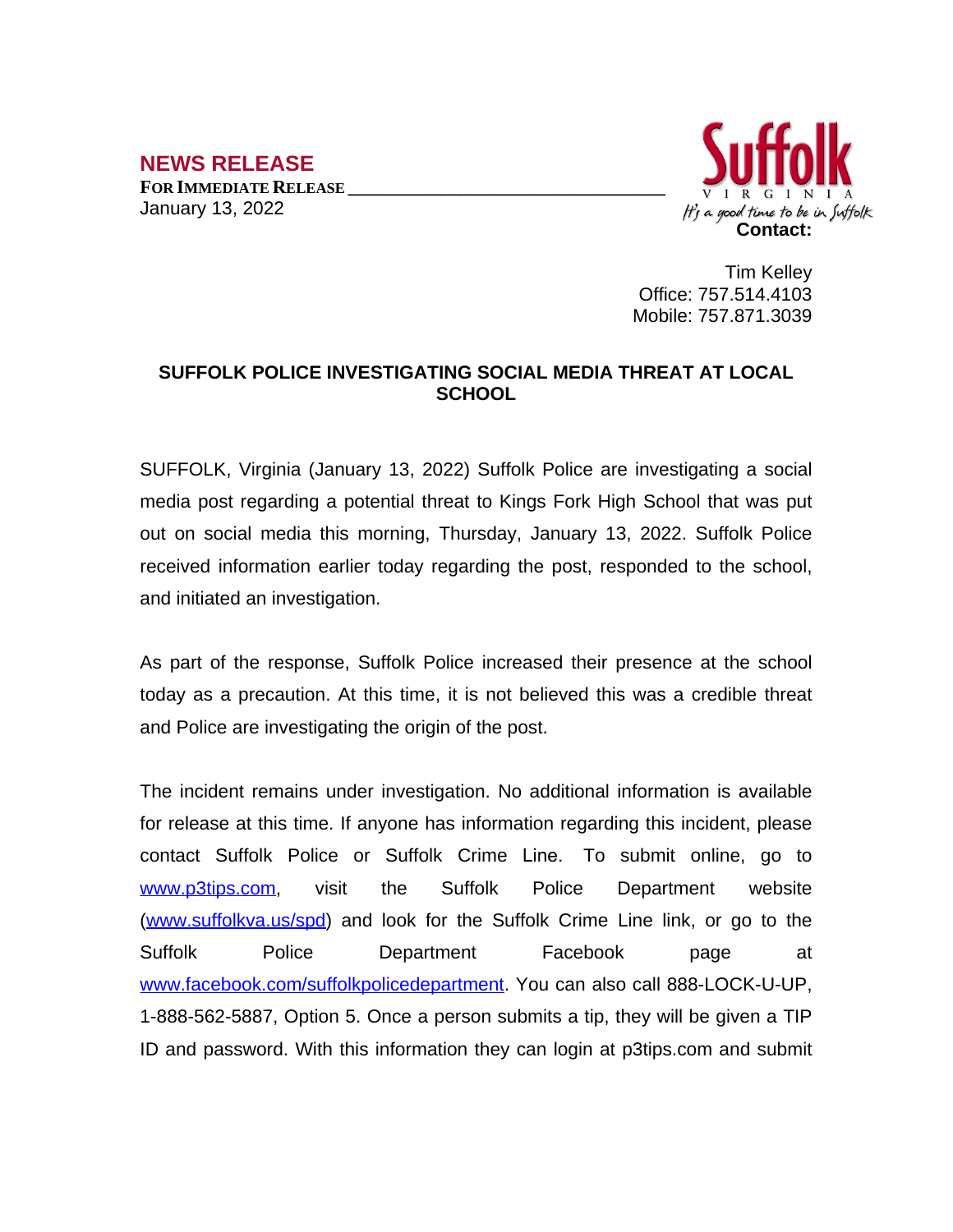## NEWS RELEASE

**FOR IMMEDIATE RELEASE**
January 13, 2022

Suffolk
VIRGINIA
It's a good time to be in Suffolk

**Contact:**

Tim Kelley
Office: 757.514.4103
Mobile: 757.871.3039

**SUFFOLK POLICE INVESTIGATING SOCIAL MEDIA THREAT AT LOCAL SCHOOL**

SUFFOLK, Virginia (January 13, 2022) Suffolk Police are investigating a social media post regarding a potential threat to Kings Fork High School that was put out on social media this morning, Thursday, January 13, 2022. Suffolk Police received information earlier today regarding the post, responded to the school, and initiated an investigation.

As part of the response, Suffolk Police increased their presence at the school today as a precaution. At this time, it is not believed this was a credible threat and Police are investigating the origin of the post.

The incident remains under investigation. No additional information is available for release at this time. If anyone has information regarding this incident, please contact Suffolk Police or Suffolk Crime Line. To submit online, go to www.p3tips.com, visit the Suffolk Police Department website (www.suffolkva.us/spd) and look for the Suffolk Crime Line link, or go to the Suffolk Police Department Facebook page at www.facebook.com/suffolkpolicedepartment. You can also call 888-LOCK-U-UP, 1-888-562-5887, Option 5. Once a person submits a tip, they will be given a TIP ID and password. With this information they can login at p3tips.com and submit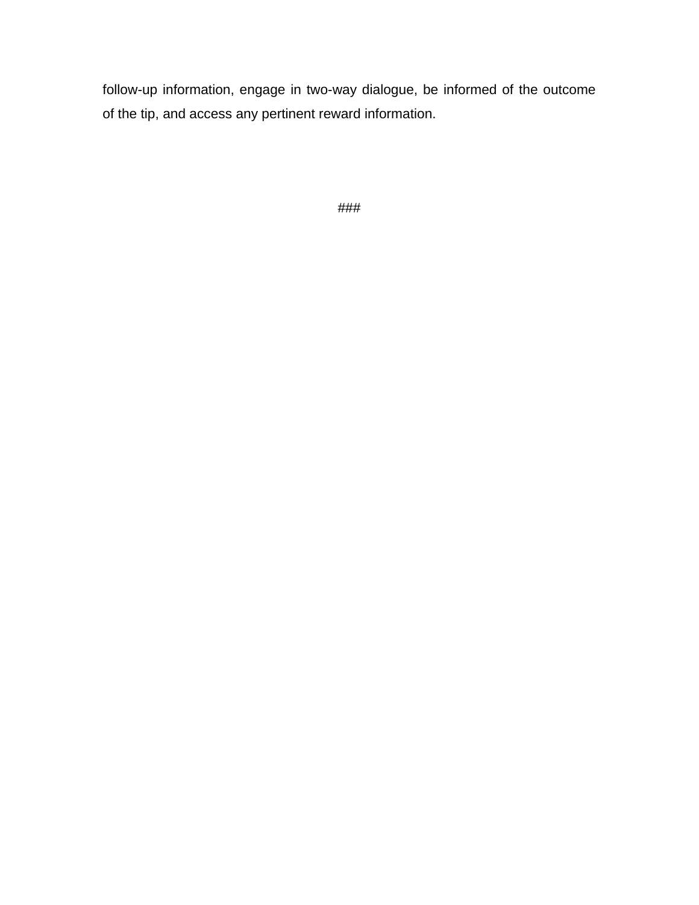follow-up information, engage in two-way dialogue, be informed of the outcome of the tip, and access any pertinent reward information.

###